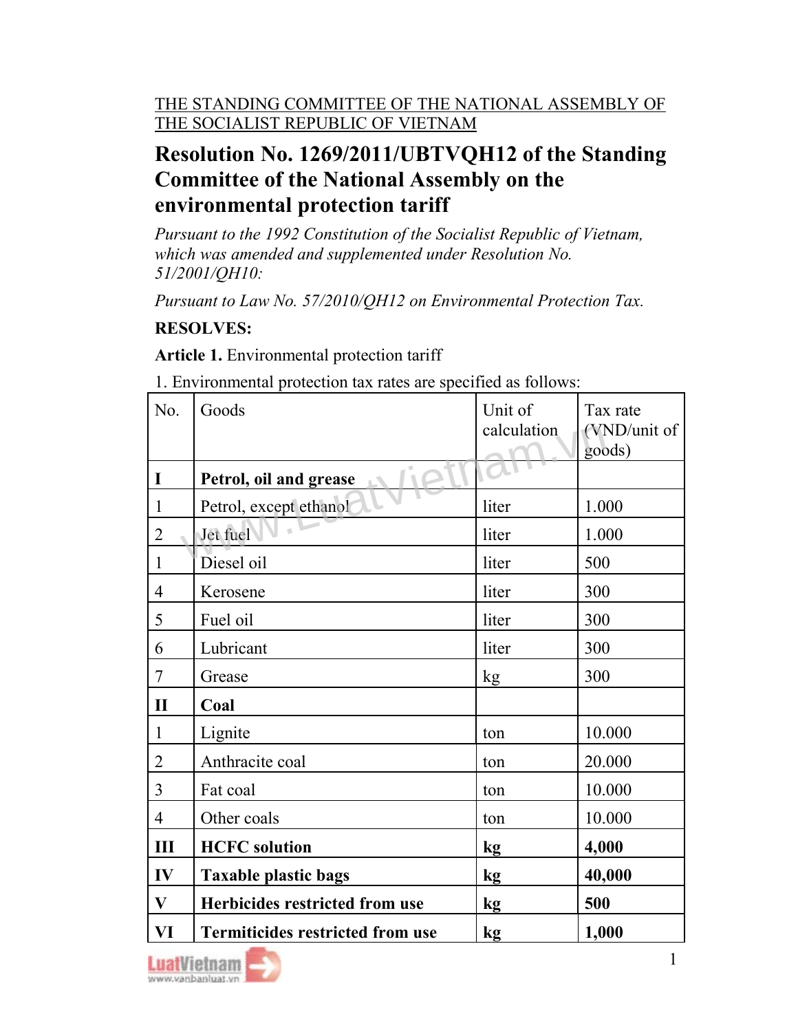THE STANDING COMMITTEE OF THE NATIONAL ASSEMBLY OF THE SOCIALIST REPUBLIC OF VIETNAM

# Resolution No. 1269/2011/UBTVQH12 of the Standing Committee of the National Assembly on the environmental protection tariff

*Pursuant to the 1992 Constitution of the Socialist Republic of Vietnam, which was amended and supplemented under Resolution No. 51/2001/QH10:*

*Pursuant to Law No. 57/2010/QH12 on Environmental Protection Tax.*

**RESOLVES:**

**Article 1.** Environmental protection tariff

1. Environmental protection tax rates are specified as follows:

| No. | Goods | Unit of calculation | Tax rate (VND/unit of goods) |
|---|---|---|---|
| **I** | **Petrol, oil and grease** | | |
| 1 | Petrol, except ethanol | liter | 1.000 |
| 2 | Jet fuel | liter | 1.000 |
| 1 | Diesel oil | liter | 500 |
| 4 | Kerosene | liter | 300 |
| 5 | Fuel oil | liter | 300 |
| 6 | Lubricant | liter | 300 |
| 7 | Grease | kg | 300 |
| **II** | **Coal** | | |
| 1 | Lignite | ton | 10.000 |
| 2 | Anthracite coal | ton | 20.000 |
| 3 | Fat coal | ton | 10.000 |
| 4 | Other coals | ton | 10.000 |
| **III** | **HCFC solution** | **kg** | **4,000** |
| **IV** | **Taxable plastic bags** | **kg** | **40,000** |
| **V** | **Herbicides restricted from use** | **kg** | **500** |
| **VI** | **Termiticides restricted from use** | **kg** | **1,000** |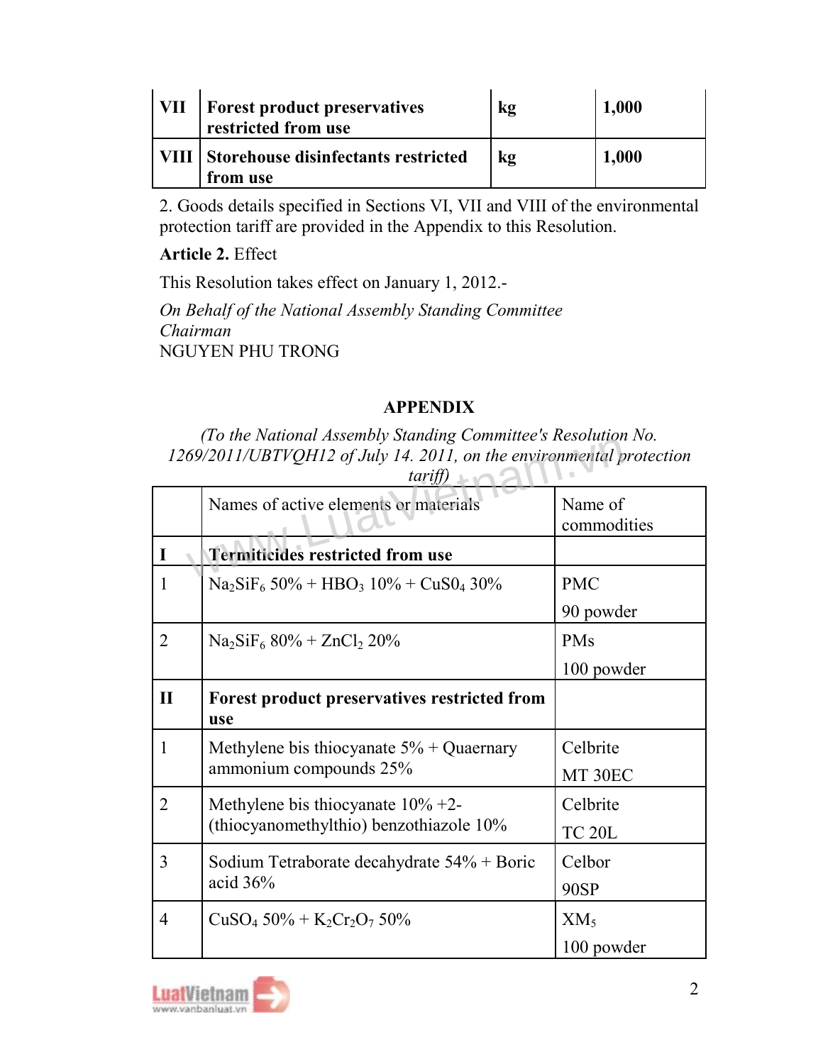| VII | **Forest product preservatives restricted from use** | **kg** | **1,000** |
|---|---|---|---|
| **VIII** | **Storehouse disinfectants restricted from use** | **kg** | **1,000** |

2. Goods details specified in Sections VI, VII and VIII of the environmental protection tariff are provided in the Appendix to this Resolution.

**Article 2.** Effect

This Resolution takes effect on January 1, 2012.-

*On Behalf of the National Assembly Standing Committee*
*Chairman*
NGUYEN PHU TRONG

## APPENDIX

*(To the National Assembly Standing Committee's Resolution No. 1269/2011/UBTVQH12 of July 14. 2011, on the environmental protection tariff)*

| | Names of active elements or materials | Name of commodities |
|---|---|---|
| **I** | **Termiticides restricted from use** | |
| 1 | $Na_2SiF_6$ 50% + $HBO_3$ 10% + $CuS0_4$ 30% | PMC 90 powder |
| 2 | $Na_2SiF_6$ 80% + $ZnCl_2$ 20% | PMs 100 powder |
| **II** | **Forest product preservatives restricted from use** | |
| 1 | Methylene bis thiocyanate 5% + Quaernary ammonium compounds 25% | Celbrite MT 30EC |
| 2 | Methylene bis thiocyanate 10% +2-(thiocyanomethylthio) benzothiazole 10% | Celbrite TC 20L |
| 3 | Sodium Tetraborate decahydrate 54% + Boric acid 36% | Celbor 90SP |
| 4 | $CuSO_4$ 50% + $K_2Cr_2O_7$ 50% | $XM_5$ 100 powder |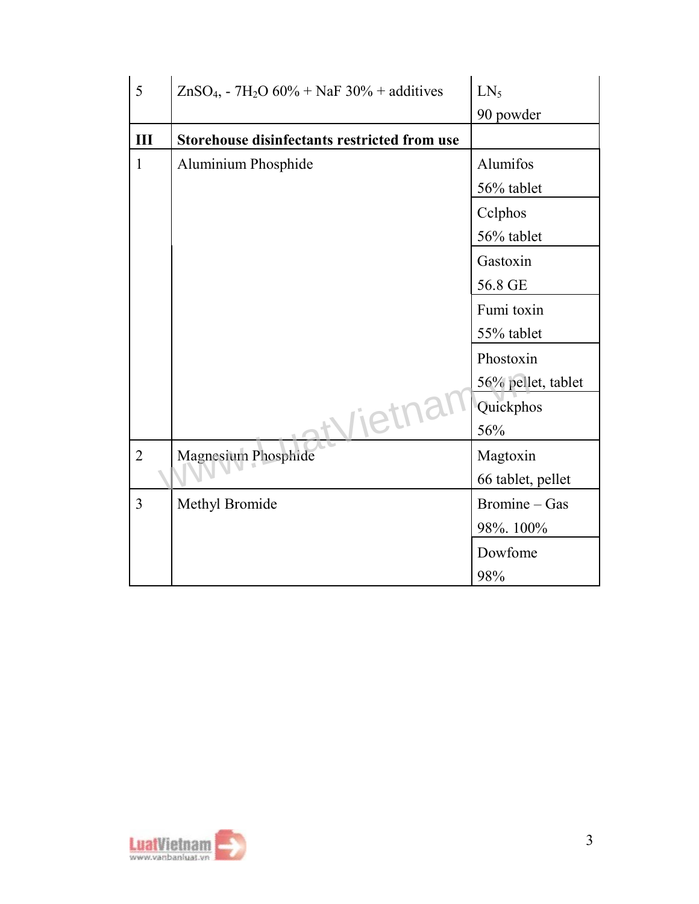| | | |
|---|---|---|
| 5 | $ZnSO_4$, - $7H_2O$ 60% + NaF 30% + additives | $LN_5$ 90 powder |
| **III** | **Storehouse disinfectants restricted from use** | |
| 1 | Aluminium Phosphide | Alumifos 56% tablet |
| | | Cclphos 56% tablet |
| | | Gastoxin 56.8 GE |
| | | Fumi toxin 55% tablet |
| | | Phostoxin 56% pellet, tablet |
| | | Quickphos 56% |
| 2 | Magnesium Phosphide | Magtoxin 66 tablet, pellet |
| 3 | Methyl Bromide | Bromine – Gas 98%. 100% |
| | | Dowfome 98% |